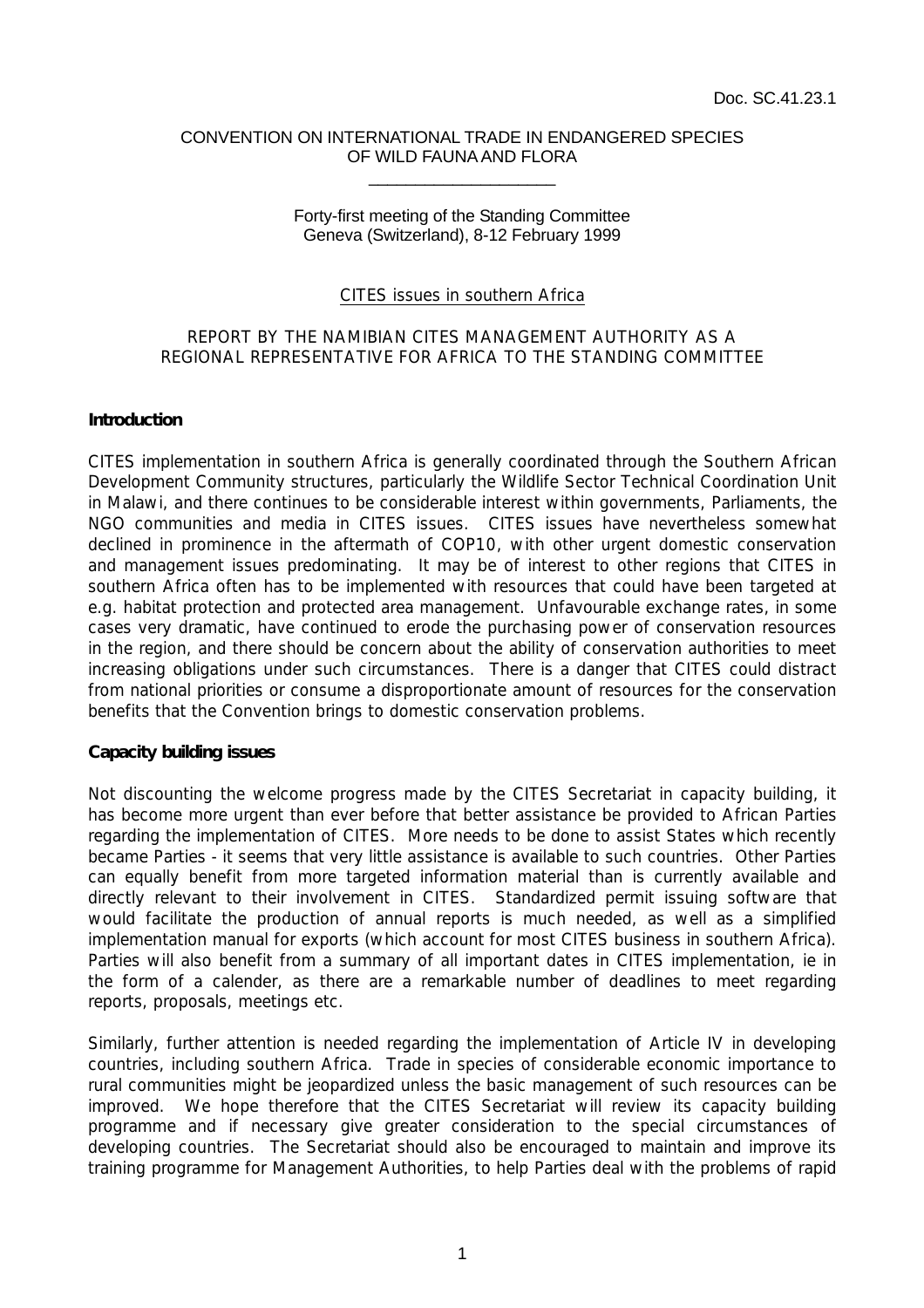Doc. SC.41.23.1

CONVENTION ON INTERNATIONAL TRADE IN ENDANGERED SPECIES OF WILD FAUNA AND FLORA

\_\_\_\_\_\_\_\_\_\_\_\_\_\_\_\_\_\_\_\_

Forty-first meeting of the Standing Committee
Geneva (Switzerland), 8-12 February 1999

CITES issues in southern Africa

REPORT BY THE NAMIBIAN CITES MANAGEMENT AUTHORITY AS A REGIONAL REPRESENTATIVE FOR AFRICA TO THE STANDING COMMITTEE

**Introduction**

CITES implementation in southern Africa is generally coordinated through the Southern African Development Community structures, particularly the Wildlife Sector Technical Coordination Unit in Malawi, and there continues to be considerable interest within governments, Parliaments, the NGO communities and media in CITES issues. CITES issues have nevertheless somewhat declined in prominence in the aftermath of COP10, with other urgent domestic conservation and management issues predominating. It may be of interest to other regions that CITES in southern Africa often has to be implemented with resources that could have been targeted at e.g. habitat protection and protected area management. Unfavourable exchange rates, in some cases very dramatic, have continued to erode the purchasing power of conservation resources in the region, and there should be concern about the ability of conservation authorities to meet increasing obligations under such circumstances. There is a danger that CITES could distract from national priorities or consume a disproportionate amount of resources for the conservation benefits that the Convention brings to domestic conservation problems.

**Capacity building issues**

Not discounting the welcome progress made by the CITES Secretariat in capacity building, it has become more urgent than ever before that better assistance be provided to African Parties regarding the implementation of CITES. More needs to be done to assist States which recently became Parties - it seems that very little assistance is available to such countries. Other Parties can equally benefit from more targeted information material than is currently available and directly relevant to their involvement in CITES. Standardized permit issuing software that would facilitate the production of annual reports is much needed, as well as a simplified implementation manual for exports (which account for most CITES business in southern Africa). Parties will also benefit from a summary of all important dates in CITES implementation, ie in the form of a calender, as there are a remarkable number of deadlines to meet regarding reports, proposals, meetings etc.

Similarly, further attention is needed regarding the implementation of Article IV in developing countries, including southern Africa. Trade in species of considerable economic importance to rural communities might be jeopardized unless the basic management of such resources can be improved. We hope therefore that the CITES Secretariat will review its capacity building programme and if necessary give greater consideration to the special circumstances of developing countries. The Secretariat should also be encouraged to maintain and improve its training programme for Management Authorities, to help Parties deal with the problems of rapid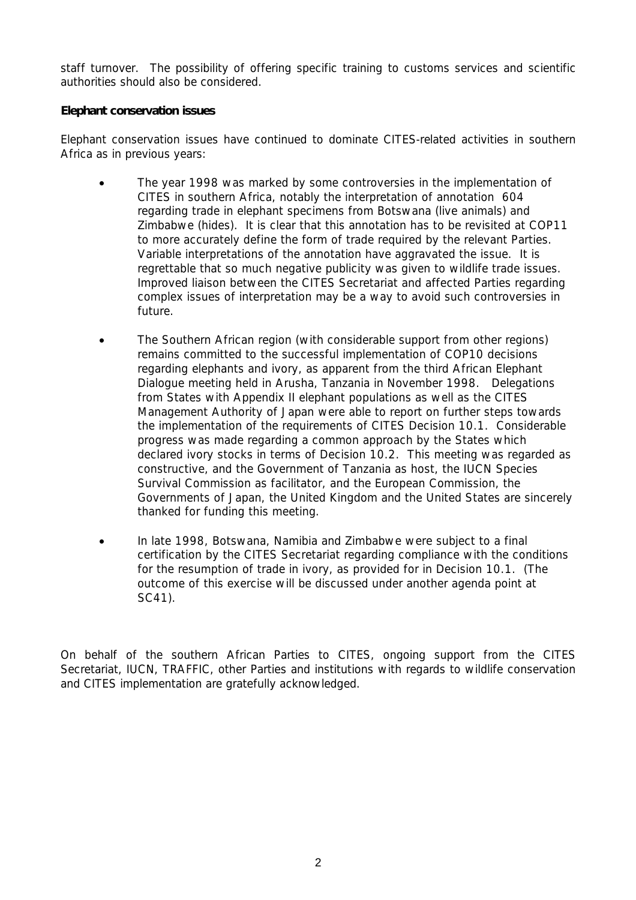staff turnover. The possibility of offering specific training to customs services and scientific authorities should also be considered.

**Elephant conservation issues**

Elephant conservation issues have continued to dominate CITES-related activities in southern Africa as in previous years:

- The year 1998 was marked by some controversies in the implementation of CITES in southern Africa, notably the interpretation of annotation 604 regarding trade in elephant specimens from Botswana (live animals) and Zimbabwe (hides). It is clear that this annotation has to be revisited at COP11 to more accurately define the form of trade required by the relevant Parties. Variable interpretations of the annotation have aggravated the issue. It is regrettable that so much negative publicity was given to wildlife trade issues. Improved liaison between the CITES Secretariat and affected Parties regarding complex issues of interpretation may be a way to avoid such controversies in future.

- The Southern African region (with considerable support from other regions) remains committed to the successful implementation of COP10 decisions regarding elephants and ivory, as apparent from the third African Elephant Dialogue meeting held in Arusha, Tanzania in November 1998. Delegations from States with Appendix II elephant populations as well as the CITES Management Authority of Japan were able to report on further steps towards the implementation of the requirements of CITES Decision 10.1. Considerable progress was made regarding a common approach by the States which declared ivory stocks in terms of Decision 10.2. This meeting was regarded as constructive, and the Government of Tanzania as host, the IUCN Species Survival Commission as facilitator, and the European Commission, the Governments of Japan, the United Kingdom and the United States are sincerely thanked for funding this meeting.

- In late 1998, Botswana, Namibia and Zimbabwe were subject to a final certification by the CITES Secretariat regarding compliance with the conditions for the resumption of trade in ivory, as provided for in Decision 10.1. (The outcome of this exercise will be discussed under another agenda point at SC41).

On behalf of the southern African Parties to CITES, ongoing support from the CITES Secretariat, IUCN, TRAFFIC, other Parties and institutions with regards to wildlife conservation and CITES implementation are gratefully acknowledged.